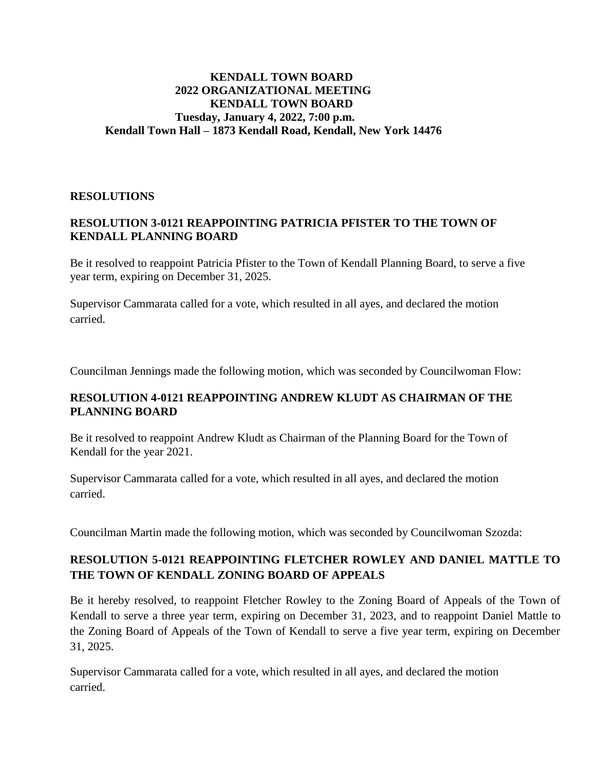**KENDALL TOWN BOARD**
**2022 ORGANIZATIONAL MEETING**
**KENDALL TOWN BOARD**
**Tuesday, January 4, 2022, 7:00 p.m.**
**Kendall Town Hall – 1873 Kendall Road, Kendall, New York 14476**

## RESOLUTIONS

### RESOLUTION 3-0121 REAPPOINTING PATRICIA PFISTER TO THE TOWN OF KENDALL PLANNING BOARD

Be it resolved to reappoint Patricia Pfister to the Town of Kendall Planning Board, to serve a five year term, expiring on December 31, 2025.

Supervisor Cammarata called for a vote, which resulted in all ayes, and declared the motion carried.

Councilman Jennings made the following motion, which was seconded by Councilwoman Flow:

### RESOLUTION 4-0121 REAPPOINTING ANDREW KLUDT AS CHAIRMAN OF THE PLANNING BOARD

Be it resolved to reappoint Andrew Kludt as Chairman of the Planning Board for the Town of Kendall for the year 2021.

Supervisor Cammarata called for a vote, which resulted in all ayes, and declared the motion carried.

Councilman Martin made the following motion, which was seconded by Councilwoman Szozda:

### RESOLUTION 5-0121 REAPPOINTING FLETCHER ROWLEY AND DANIEL MATTLE TO THE TOWN OF KENDALL ZONING BOARD OF APPEALS

Be it hereby resolved, to reappoint Fletcher Rowley to the Zoning Board of Appeals of the Town of Kendall to serve a three year term, expiring on December 31, 2023, and to reappoint Daniel Mattle to the Zoning Board of Appeals of the Town of Kendall to serve a five year term, expiring on December 31, 2025.

Supervisor Cammarata called for a vote, which resulted in all ayes, and declared the motion carried.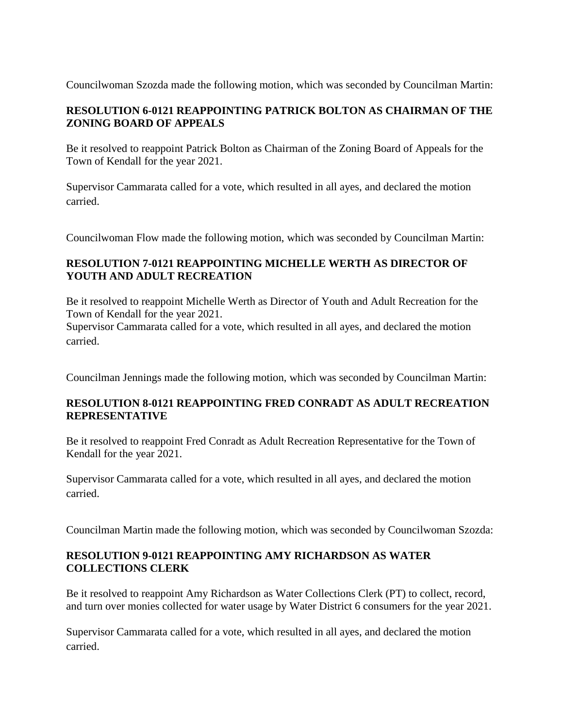Councilwoman Szozda made the following motion, which was seconded by Councilman Martin:

**RESOLUTION 6-0121 REAPPOINTING PATRICK BOLTON AS CHAIRMAN OF THE ZONING BOARD OF APPEALS**

Be it resolved to reappoint Patrick Bolton as Chairman of the Zoning Board of Appeals for the Town of Kendall for the year 2021.

Supervisor Cammarata called for a vote, which resulted in all ayes, and declared the motion carried.

Councilwoman Flow made the following motion, which was seconded by Councilman Martin:

**RESOLUTION 7-0121 REAPPOINTING MICHELLE WERTH AS DIRECTOR OF YOUTH AND ADULT RECREATION**

Be it resolved to reappoint Michelle Werth as Director of Youth and Adult Recreation for the Town of Kendall for the year 2021.
Supervisor Cammarata called for a vote, which resulted in all ayes, and declared the motion carried.

Councilman Jennings made the following motion, which was seconded by Councilman Martin:

**RESOLUTION 8-0121 REAPPOINTING FRED CONRADT AS ADULT RECREATION REPRESENTATIVE**

Be it resolved to reappoint Fred Conradt as Adult Recreation Representative for the Town of Kendall for the year 2021.

Supervisor Cammarata called for a vote, which resulted in all ayes, and declared the motion carried.

Councilman Martin made the following motion, which was seconded by Councilwoman Szozda:

**RESOLUTION 9-0121 REAPPOINTING AMY RICHARDSON AS WATER COLLECTIONS CLERK**

Be it resolved to reappoint Amy Richardson as Water Collections Clerk (PT) to collect, record, and turn over monies collected for water usage by Water District 6 consumers for the year 2021.

Supervisor Cammarata called for a vote, which resulted in all ayes, and declared the motion carried.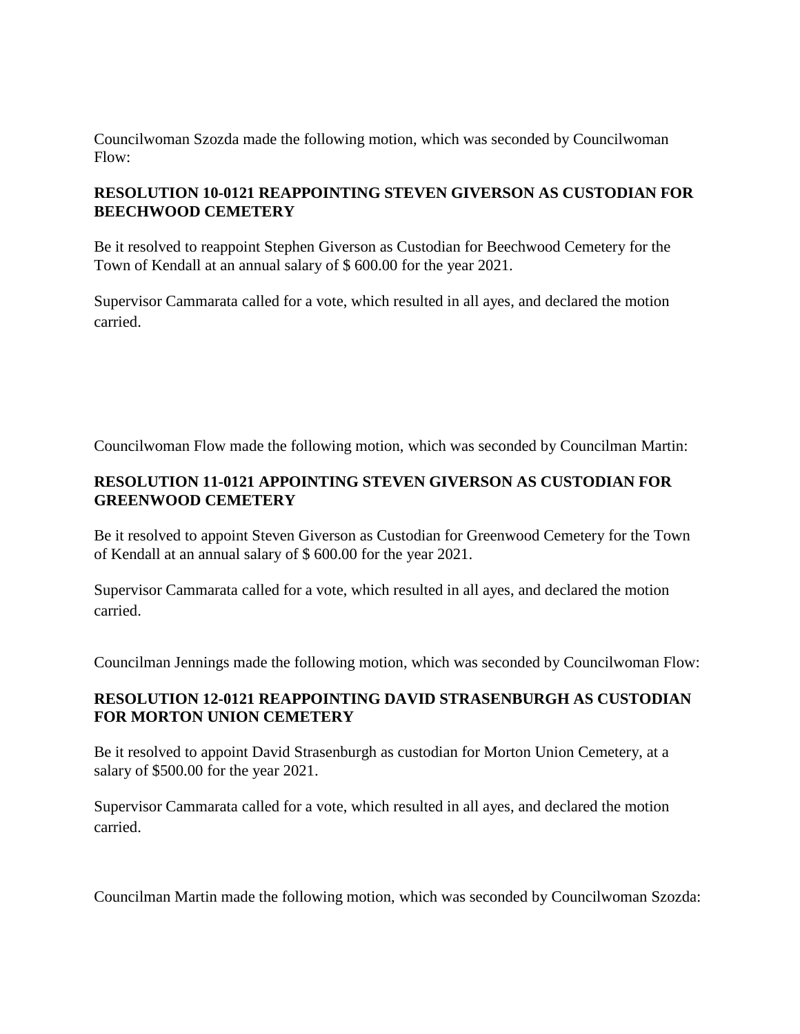Councilwoman Szozda made the following motion, which was seconded by Councilwoman Flow:

**RESOLUTION 10-0121 REAPPOINTING STEVEN GIVERSON AS CUSTODIAN FOR BEECHWOOD CEMETERY**

Be it resolved to reappoint Stephen Giverson as Custodian for Beechwood Cemetery for the Town of Kendall at an annual salary of $ 600.00 for the year 2021.

Supervisor Cammarata called for a vote, which resulted in all ayes, and declared the motion carried.

Councilwoman Flow made the following motion, which was seconded by Councilman Martin:

**RESOLUTION 11-0121 APPOINTING STEVEN GIVERSON AS CUSTODIAN FOR GREENWOOD CEMETERY**

Be it resolved to appoint Steven Giverson as Custodian for Greenwood Cemetery for the Town of Kendall at an annual salary of $ 600.00 for the year 2021.

Supervisor Cammarata called for a vote, which resulted in all ayes, and declared the motion carried.

Councilman Jennings made the following motion, which was seconded by Councilwoman Flow:

**RESOLUTION 12-0121 REAPPOINTING DAVID STRASENBURGH AS CUSTODIAN FOR MORTON UNION CEMETERY**

Be it resolved to appoint David Strasenburgh as custodian for Morton Union Cemetery, at a salary of $500.00 for the year 2021.

Supervisor Cammarata called for a vote, which resulted in all ayes, and declared the motion carried.

Councilman Martin made the following motion, which was seconded by Councilwoman Szozda: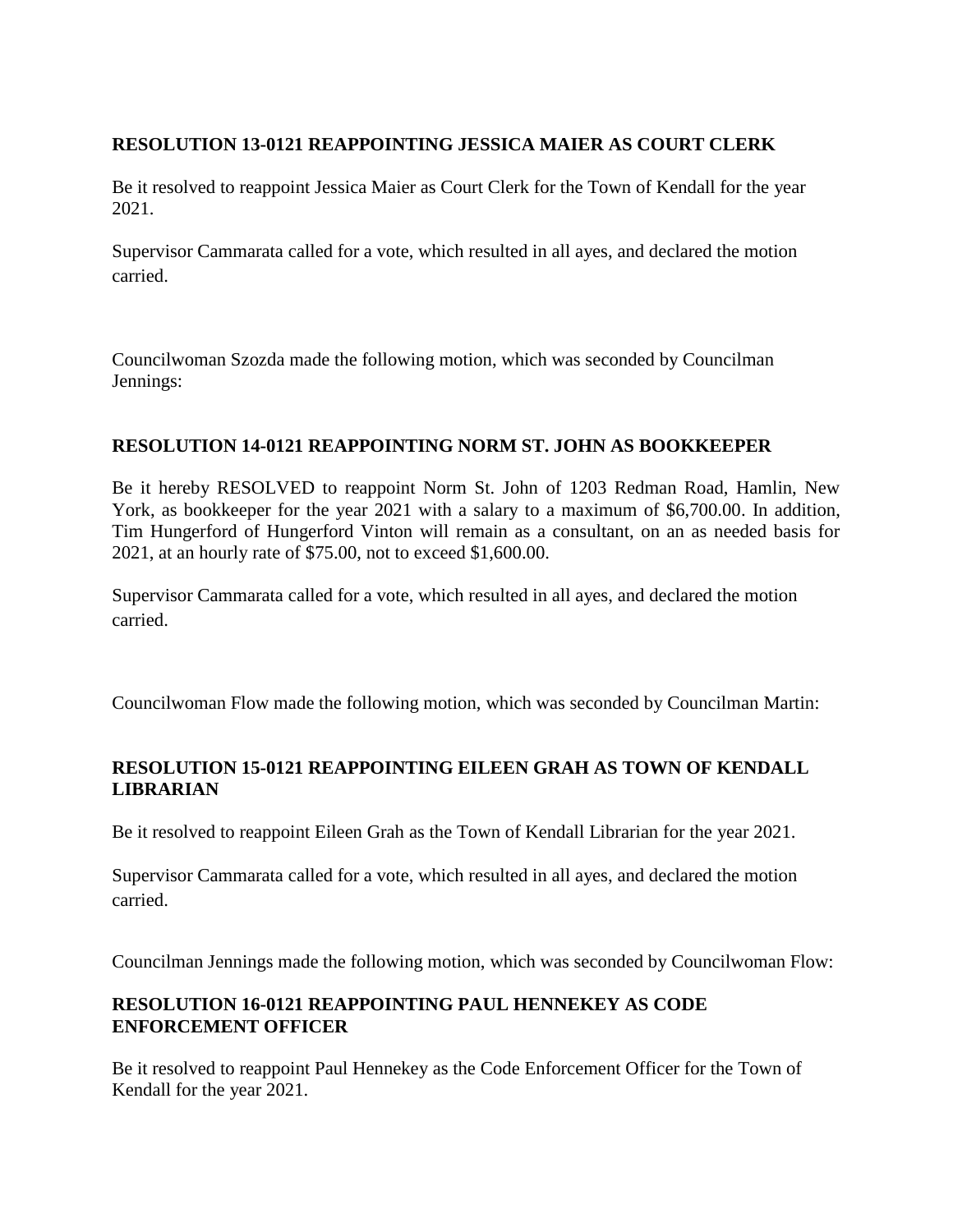**RESOLUTION 13-0121 REAPPOINTING JESSICA MAIER AS COURT CLERK**

Be it resolved to reappoint Jessica Maier as Court Clerk for the Town of Kendall for the year 2021.

Supervisor Cammarata called for a vote, which resulted in all ayes, and declared the motion carried.

Councilwoman Szozda made the following motion, which was seconded by Councilman Jennings:

**RESOLUTION 14-0121 REAPPOINTING NORM ST. JOHN AS BOOKKEEPER**

Be it hereby RESOLVED to reappoint Norm St. John of 1203 Redman Road, Hamlin, New York, as bookkeeper for the year 2021 with a salary to a maximum of $6,700.00. In addition, Tim Hungerford of Hungerford Vinton will remain as a consultant, on an as needed basis for 2021, at an hourly rate of $75.00, not to exceed $1,600.00.

Supervisor Cammarata called for a vote, which resulted in all ayes, and declared the motion carried.

Councilwoman Flow made the following motion, which was seconded by Councilman Martin:

**RESOLUTION 15-0121 REAPPOINTING EILEEN GRAH AS TOWN OF KENDALL LIBRARIAN**

Be it resolved to reappoint Eileen Grah as the Town of Kendall Librarian for the year 2021.

Supervisor Cammarata called for a vote, which resulted in all ayes, and declared the motion carried.

Councilman Jennings made the following motion, which was seconded by Councilwoman Flow:

**RESOLUTION 16-0121 REAPPOINTING PAUL HENNEKEY AS CODE ENFORCEMENT OFFICER**

Be it resolved to reappoint Paul Hennekey as the Code Enforcement Officer for the Town of Kendall for the year 2021.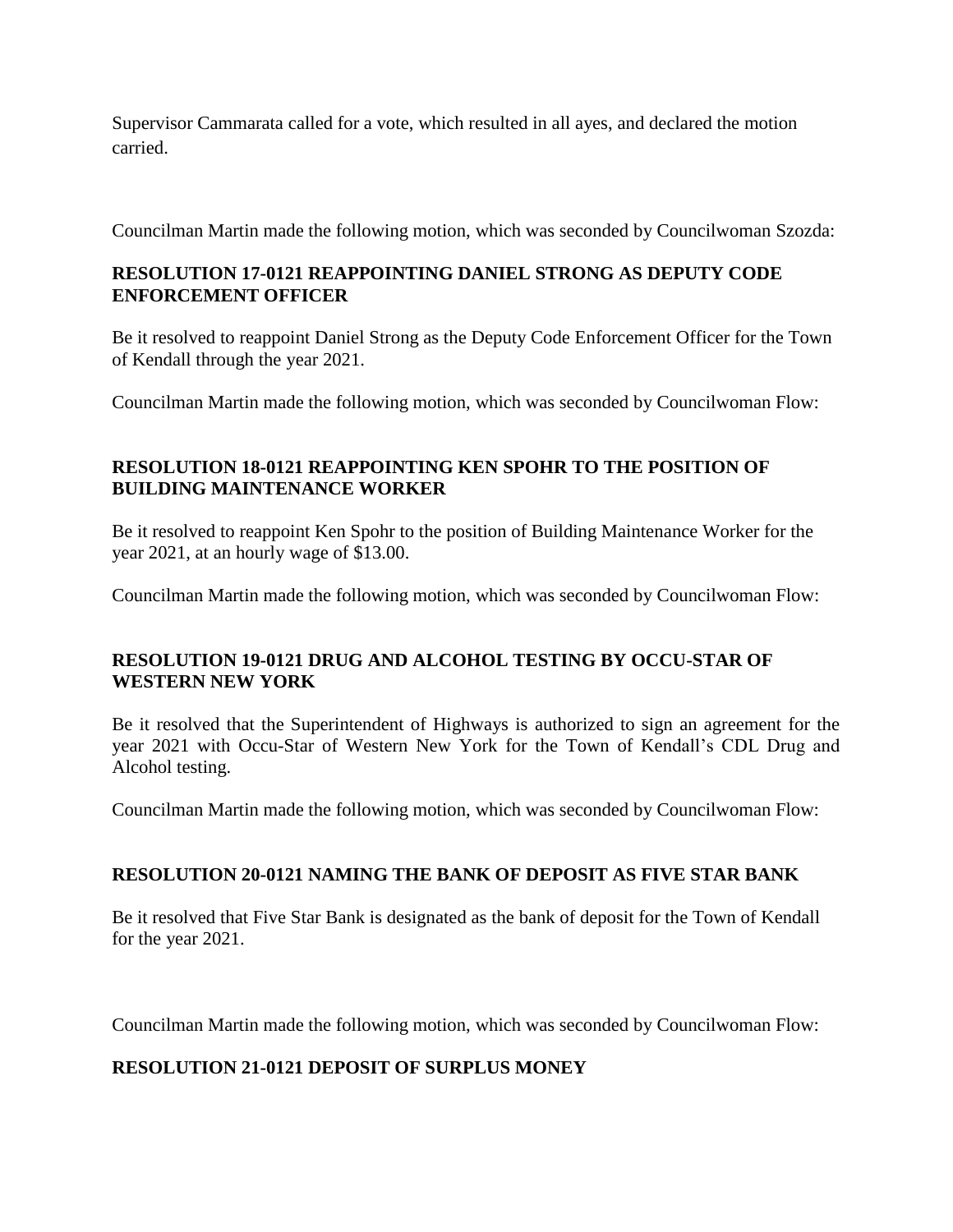Supervisor Cammarata called for a vote, which resulted in all ayes, and declared the motion carried.

Councilman Martin made the following motion, which was seconded by Councilwoman Szozda:

**RESOLUTION 17-0121 REAPPOINTING DANIEL STRONG AS DEPUTY CODE ENFORCEMENT OFFICER**

Be it resolved to reappoint Daniel Strong as the Deputy Code Enforcement Officer for the Town of Kendall through the year 2021.

Councilman Martin made the following motion, which was seconded by Councilwoman Flow:

**RESOLUTION 18-0121 REAPPOINTING KEN SPOHR TO THE POSITION OF BUILDING MAINTENANCE WORKER**

Be it resolved to reappoint Ken Spohr to the position of Building Maintenance Worker for the year 2021, at an hourly wage of $13.00.

Councilman Martin made the following motion, which was seconded by Councilwoman Flow:

**RESOLUTION 19-0121 DRUG AND ALCOHOL TESTING BY OCCU-STAR OF WESTERN NEW YORK**

Be it resolved that the Superintendent of Highways is authorized to sign an agreement for the year 2021 with Occu-Star of Western New York for the Town of Kendall's CDL Drug and Alcohol testing.

Councilman Martin made the following motion, which was seconded by Councilwoman Flow:

**RESOLUTION 20-0121 NAMING THE BANK OF DEPOSIT AS FIVE STAR BANK**

Be it resolved that Five Star Bank is designated as the bank of deposit for the Town of Kendall for the year 2021.

Councilman Martin made the following motion, which was seconded by Councilwoman Flow:

**RESOLUTION 21-0121 DEPOSIT OF SURPLUS MONEY**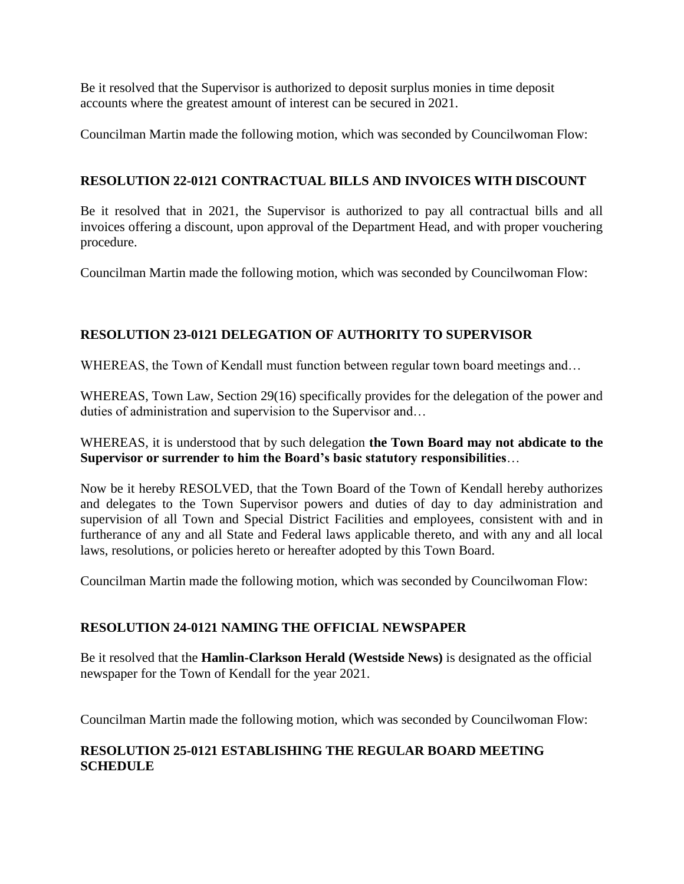Be it resolved that the Supervisor is authorized to deposit surplus monies in time deposit accounts where the greatest amount of interest can be secured in 2021.

Councilman Martin made the following motion, which was seconded by Councilwoman Flow:

### RESOLUTION 22-0121 CONTRACTUAL BILLS AND INVOICES WITH DISCOUNT

Be it resolved that in 2021, the Supervisor is authorized to pay all contractual bills and all invoices offering a discount, upon approval of the Department Head, and with proper vouchering procedure.

Councilman Martin made the following motion, which was seconded by Councilwoman Flow:

### RESOLUTION 23-0121 DELEGATION OF AUTHORITY TO SUPERVISOR

WHEREAS, the Town of Kendall must function between regular town board meetings and…

WHEREAS, Town Law, Section 29(16) specifically provides for the delegation of the power and duties of administration and supervision to the Supervisor and…

WHEREAS, it is understood that by such delegation **the Town Board may not abdicate to the Supervisor or surrender to him the Board's basic statutory responsibilities**…

Now be it hereby RESOLVED, that the Town Board of the Town of Kendall hereby authorizes and delegates to the Town Supervisor powers and duties of day to day administration and supervision of all Town and Special District Facilities and employees, consistent with and in furtherance of any and all State and Federal laws applicable thereto, and with any and all local laws, resolutions, or policies hereto or hereafter adopted by this Town Board.

Councilman Martin made the following motion, which was seconded by Councilwoman Flow:

### RESOLUTION 24-0121 NAMING THE OFFICIAL NEWSPAPER

Be it resolved that the **Hamlin-Clarkson Herald (Westside News)** is designated as the official newspaper for the Town of Kendall for the year 2021.

Councilman Martin made the following motion, which was seconded by Councilwoman Flow:

### RESOLUTION 25-0121 ESTABLISHING THE REGULAR BOARD MEETING SCHEDULE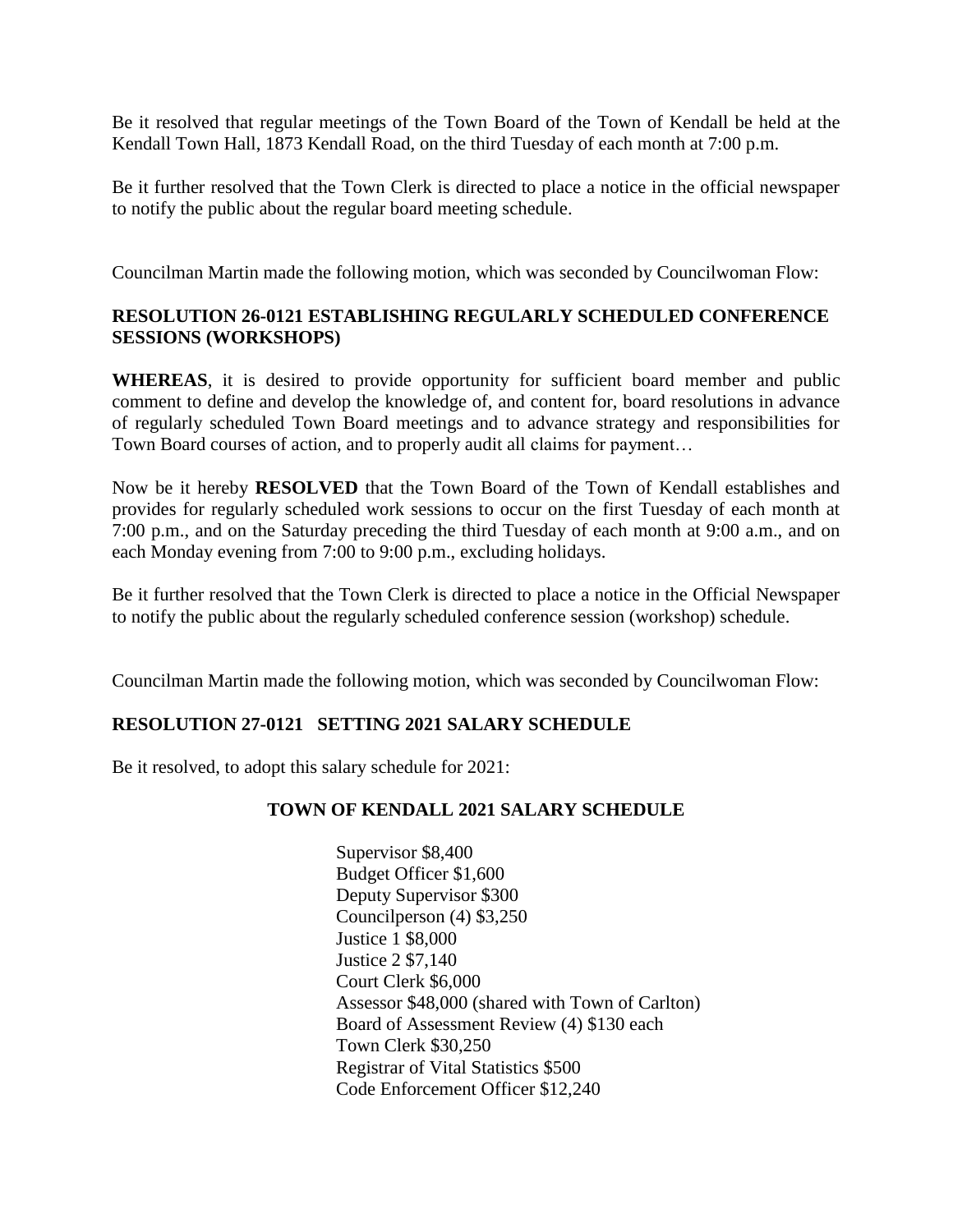Be it resolved that regular meetings of the Town Board of the Town of Kendall be held at the Kendall Town Hall, 1873 Kendall Road, on the third Tuesday of each month at 7:00 p.m.

Be it further resolved that the Town Clerk is directed to place a notice in the official newspaper to notify the public about the regular board meeting schedule.

Councilman Martin made the following motion, which was seconded by Councilwoman Flow:

**RESOLUTION 26-0121 ESTABLISHING REGULARLY SCHEDULED CONFERENCE SESSIONS (WORKSHOPS)**

**WHEREAS**, it is desired to provide opportunity for sufficient board member and public comment to define and develop the knowledge of, and content for, board resolutions in advance of regularly scheduled Town Board meetings and to advance strategy and responsibilities for Town Board courses of action, and to properly audit all claims for payment…

Now be it hereby **RESOLVED** that the Town Board of the Town of Kendall establishes and provides for regularly scheduled work sessions to occur on the first Tuesday of each month at 7:00 p.m., and on the Saturday preceding the third Tuesday of each month at 9:00 a.m., and on each Monday evening from 7:00 to 9:00 p.m., excluding holidays.

Be it further resolved that the Town Clerk is directed to place a notice in the Official Newspaper to notify the public about the regularly scheduled conference session (workshop) schedule.

Councilman Martin made the following motion, which was seconded by Councilwoman Flow:

**RESOLUTION 27-0121 SETTING 2021 SALARY SCHEDULE**

Be it resolved, to adopt this salary schedule for 2021:

**TOWN OF KENDALL 2021 SALARY SCHEDULE**

Supervisor $8,400
Budget Officer $1,600
Deputy Supervisor $300
Councilperson (4) $3,250
Justice 1 $8,000
Justice 2 $7,140
Court Clerk $6,000
Assessor $48,000 (shared with Town of Carlton)
Board of Assessment Review (4) $130 each
Town Clerk $30,250
Registrar of Vital Statistics $500
Code Enforcement Officer $12,240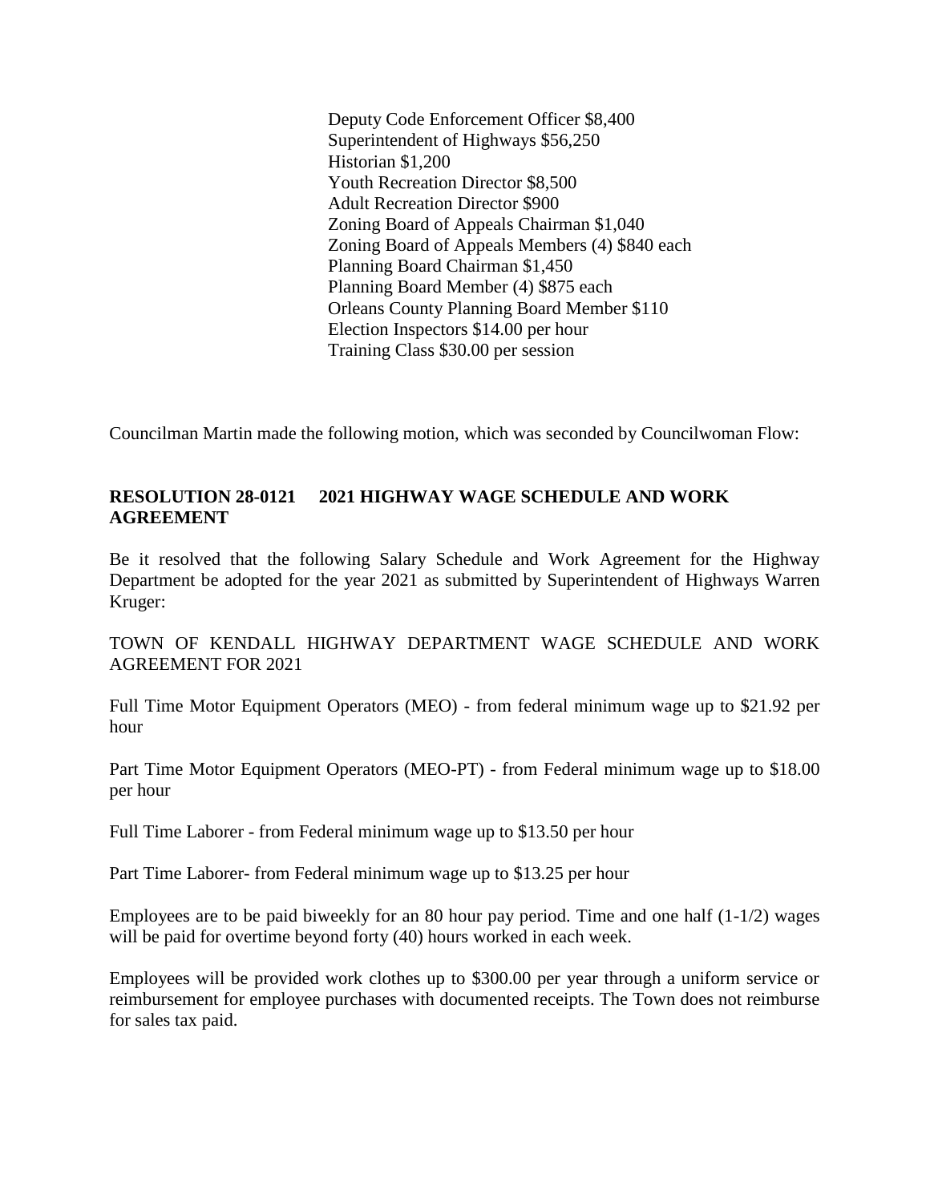Deputy Code Enforcement Officer $8,400
Superintendent of Highways $56,250
Historian $1,200
Youth Recreation Director $8,500
Adult Recreation Director $900
Zoning Board of Appeals Chairman $1,040
Zoning Board of Appeals Members (4) $840 each
Planning Board Chairman $1,450
Planning Board Member (4) $875 each
Orleans County Planning Board Member $110
Election Inspectors $14.00 per hour
Training Class $30.00 per session

Councilman Martin made the following motion, which was seconded by Councilwoman Flow:

**RESOLUTION 28-0121 2021 HIGHWAY WAGE SCHEDULE AND WORK AGREEMENT**

Be it resolved that the following Salary Schedule and Work Agreement for the Highway Department be adopted for the year 2021 as submitted by Superintendent of Highways Warren Kruger:

TOWN OF KENDALL HIGHWAY DEPARTMENT WAGE SCHEDULE AND WORK AGREEMENT FOR 2021

Full Time Motor Equipment Operators (MEO) - from federal minimum wage up to $21.92 per hour

Part Time Motor Equipment Operators (MEO-PT) - from Federal minimum wage up to $18.00 per hour

Full Time Laborer - from Federal minimum wage up to $13.50 per hour

Part Time Laborer- from Federal minimum wage up to $13.25 per hour

Employees are to be paid biweekly for an 80 hour pay period. Time and one half (1-1/2) wages will be paid for overtime beyond forty (40) hours worked in each week.

Employees will be provided work clothes up to $300.00 per year through a uniform service or reimbursement for employee purchases with documented receipts. The Town does not reimburse for sales tax paid.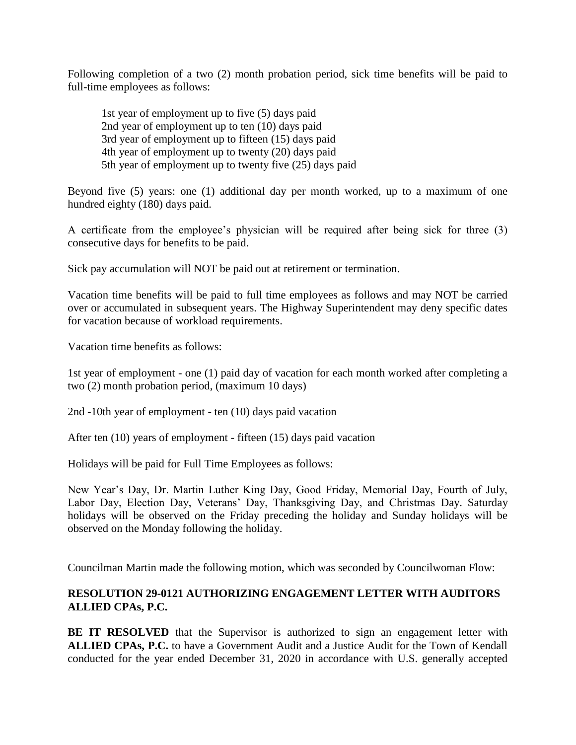Following completion of a two (2) month probation period, sick time benefits will be paid to full-time employees as follows:

1st year of employment up to five (5) days paid
2nd year of employment up to ten (10) days paid
3rd year of employment up to fifteen (15) days paid
4th year of employment up to twenty (20) days paid
5th year of employment up to twenty five (25) days paid

Beyond five (5) years: one (1) additional day per month worked, up to a maximum of one hundred eighty (180) days paid.

A certificate from the employee's physician will be required after being sick for three (3) consecutive days for benefits to be paid.

Sick pay accumulation will NOT be paid out at retirement or termination.

Vacation time benefits will be paid to full time employees as follows and may NOT be carried over or accumulated in subsequent years. The Highway Superintendent may deny specific dates for vacation because of workload requirements.

Vacation time benefits as follows:

1st year of employment - one (1) paid day of vacation for each month worked after completing a two (2) month probation period, (maximum 10 days)

2nd -10th year of employment - ten (10) days paid vacation

After ten (10) years of employment - fifteen (15) days paid vacation

Holidays will be paid for Full Time Employees as follows:

New Year's Day, Dr. Martin Luther King Day, Good Friday, Memorial Day, Fourth of July, Labor Day, Election Day, Veterans' Day, Thanksgiving Day, and Christmas Day. Saturday holidays will be observed on the Friday preceding the holiday and Sunday holidays will be observed on the Monday following the holiday.

Councilman Martin made the following motion, which was seconded by Councilwoman Flow:

**RESOLUTION 29-0121 AUTHORIZING ENGAGEMENT LETTER WITH AUDITORS ALLIED CPAs, P.C.**

**BE IT RESOLVED** that the Supervisor is authorized to sign an engagement letter with **ALLIED CPAs, P.C.** to have a Government Audit and a Justice Audit for the Town of Kendall conducted for the year ended December 31, 2020 in accordance with U.S. generally accepted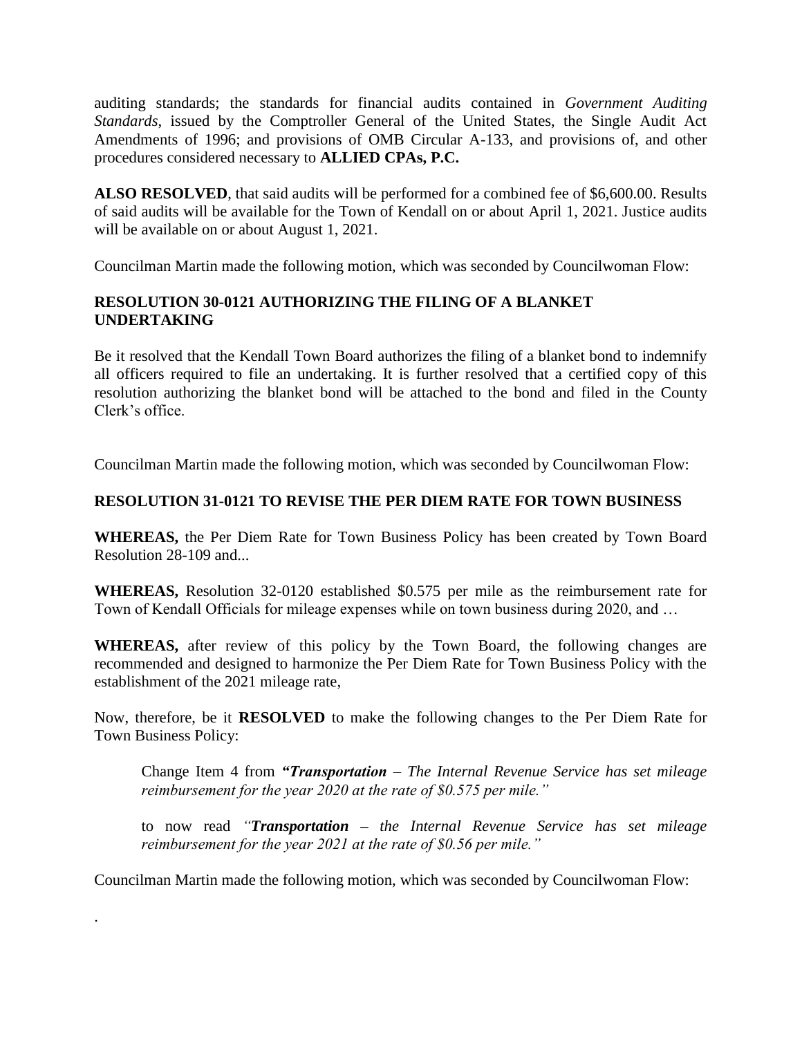auditing standards; the standards for financial audits contained in *Government Auditing Standards*, issued by the Comptroller General of the United States, the Single Audit Act Amendments of 1996; and provisions of OMB Circular A-133, and provisions of, and other procedures considered necessary to **ALLIED CPAs, P.C.**

**ALSO RESOLVED**, that said audits will be performed for a combined fee of $6,600.00. Results of said audits will be available for the Town of Kendall on or about April 1, 2021. Justice audits will be available on or about August 1, 2021.

Councilman Martin made the following motion, which was seconded by Councilwoman Flow:

**RESOLUTION 30-0121 AUTHORIZING THE FILING OF A BLANKET UNDERTAKING**

Be it resolved that the Kendall Town Board authorizes the filing of a blanket bond to indemnify all officers required to file an undertaking. It is further resolved that a certified copy of this resolution authorizing the blanket bond will be attached to the bond and filed in the County Clerk's office.

Councilman Martin made the following motion, which was seconded by Councilwoman Flow:

**RESOLUTION 31-0121 TO REVISE THE PER DIEM RATE FOR TOWN BUSINESS**

**WHEREAS,** the Per Diem Rate for Town Business Policy has been created by Town Board Resolution 28-109 and...

**WHEREAS,** Resolution 32-0120 established $0.575 per mile as the reimbursement rate for Town of Kendall Officials for mileage expenses while on town business during 2020, and …

**WHEREAS,** after review of this policy by the Town Board, the following changes are recommended and designed to harmonize the Per Diem Rate for Town Business Policy with the establishment of the 2021 mileage rate,

Now, therefore, be it **RESOLVED** to make the following changes to the Per Diem Rate for Town Business Policy:

> Change Item 4 from ***"Transportation** – The Internal Revenue Service has set mileage reimbursement for the year 2020 at the rate of $0.575 per mile."*
>
> to now read *"**Transportation –** the Internal Revenue Service has set mileage reimbursement for the year 2021 at the rate of $0.56 per mile."*

Councilman Martin made the following motion, which was seconded by Councilwoman Flow:

.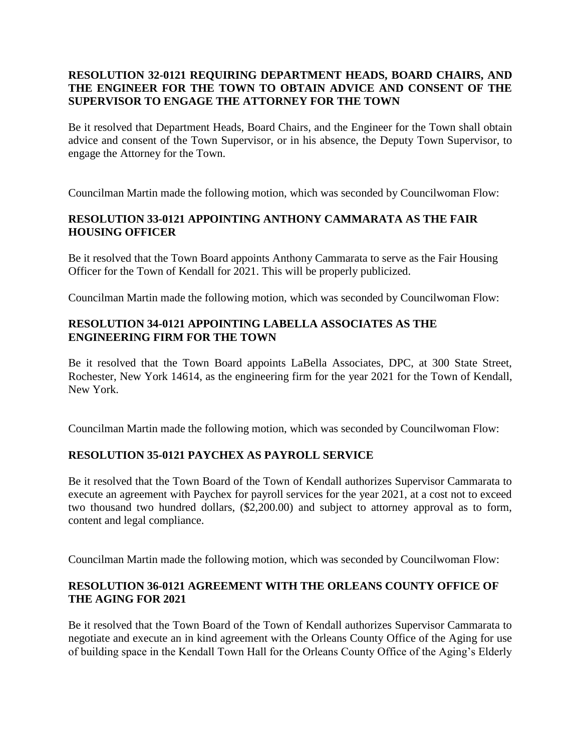**RESOLUTION 32-0121 REQUIRING DEPARTMENT HEADS, BOARD CHAIRS, AND THE ENGINEER FOR THE TOWN TO OBTAIN ADVICE AND CONSENT OF THE SUPERVISOR TO ENGAGE THE ATTORNEY FOR THE TOWN**

Be it resolved that Department Heads, Board Chairs, and the Engineer for the Town shall obtain advice and consent of the Town Supervisor, or in his absence, the Deputy Town Supervisor, to engage the Attorney for the Town.

Councilman Martin made the following motion, which was seconded by Councilwoman Flow:

**RESOLUTION 33-0121 APPOINTING ANTHONY CAMMARATA AS THE FAIR HOUSING OFFICER**

Be it resolved that the Town Board appoints Anthony Cammarata to serve as the Fair Housing Officer for the Town of Kendall for 2021. This will be properly publicized.

Councilman Martin made the following motion, which was seconded by Councilwoman Flow:

**RESOLUTION 34-0121 APPOINTING LABELLA ASSOCIATES AS THE ENGINEERING FIRM FOR THE TOWN**

Be it resolved that the Town Board appoints LaBella Associates, DPC, at 300 State Street, Rochester, New York 14614, as the engineering firm for the year 2021 for the Town of Kendall, New York.

Councilman Martin made the following motion, which was seconded by Councilwoman Flow:

**RESOLUTION 35-0121 PAYCHEX AS PAYROLL SERVICE**

Be it resolved that the Town Board of the Town of Kendall authorizes Supervisor Cammarata to execute an agreement with Paychex for payroll services for the year 2021, at a cost not to exceed two thousand two hundred dollars, ($2,200.00) and subject to attorney approval as to form, content and legal compliance.

Councilman Martin made the following motion, which was seconded by Councilwoman Flow:

**RESOLUTION 36-0121 AGREEMENT WITH THE ORLEANS COUNTY OFFICE OF THE AGING FOR 2021**

Be it resolved that the Town Board of the Town of Kendall authorizes Supervisor Cammarata to negotiate and execute an in kind agreement with the Orleans County Office of the Aging for use of building space in the Kendall Town Hall for the Orleans County Office of the Aging's Elderly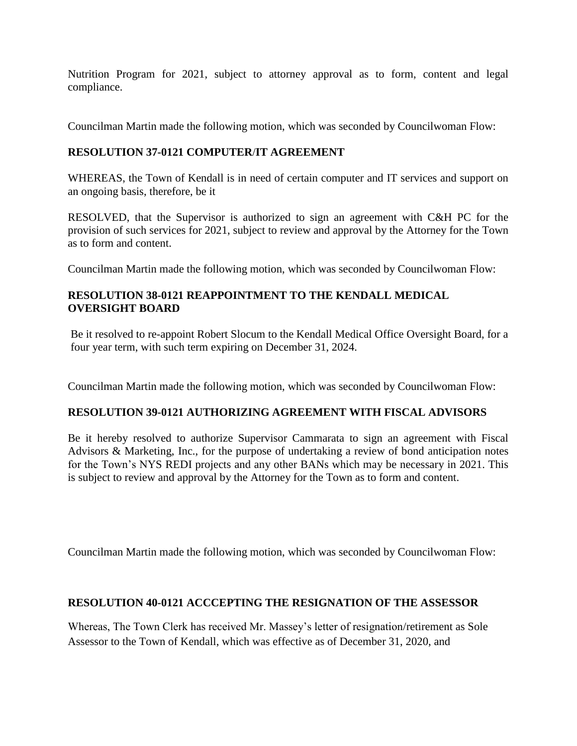Nutrition Program for 2021, subject to attorney approval as to form, content and legal compliance.

Councilman Martin made the following motion, which was seconded by Councilwoman Flow:

**RESOLUTION 37-0121 COMPUTER/IT AGREEMENT**

WHEREAS, the Town of Kendall is in need of certain computer and IT services and support on an ongoing basis, therefore, be it

RESOLVED, that the Supervisor is authorized to sign an agreement with C&H PC for the provision of such services for 2021, subject to review and approval by the Attorney for the Town as to form and content.

Councilman Martin made the following motion, which was seconded by Councilwoman Flow:

**RESOLUTION 38-0121 REAPPOINTMENT TO THE KENDALL MEDICAL OVERSIGHT BOARD**

Be it resolved to re-appoint Robert Slocum to the Kendall Medical Office Oversight Board, for a four year term, with such term expiring on December 31, 2024.

Councilman Martin made the following motion, which was seconded by Councilwoman Flow:

**RESOLUTION 39-0121 AUTHORIZING AGREEMENT WITH FISCAL ADVISORS**

Be it hereby resolved to authorize Supervisor Cammarata to sign an agreement with Fiscal Advisors & Marketing, Inc., for the purpose of undertaking a review of bond anticipation notes for the Town's NYS REDI projects and any other BANs which may be necessary in 2021. This is subject to review and approval by the Attorney for the Town as to form and content.

Councilman Martin made the following motion, which was seconded by Councilwoman Flow:

**RESOLUTION 40-0121 ACCCEPTING THE RESIGNATION OF THE ASSESSOR**

Whereas, The Town Clerk has received Mr. Massey's letter of resignation/retirement as Sole Assessor to the Town of Kendall, which was effective as of December 31, 2020, and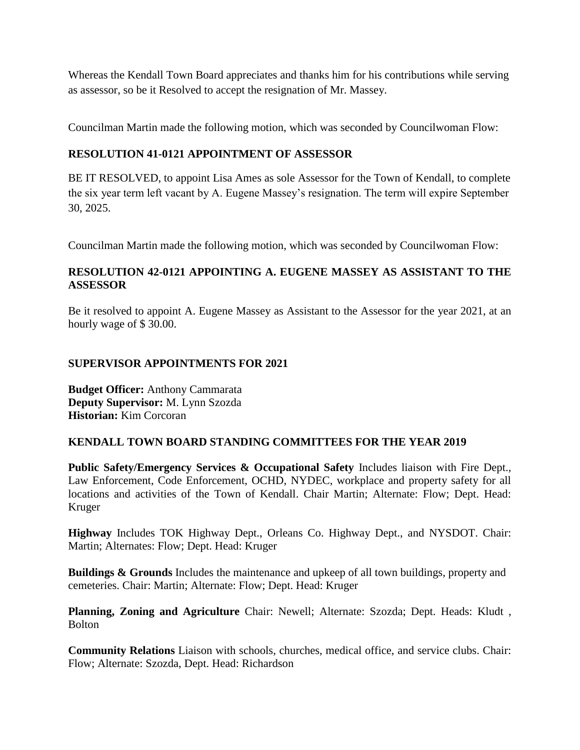Whereas the Kendall Town Board appreciates and thanks him for his contributions while serving as assessor, so be it Resolved to accept the resignation of Mr. Massey.

Councilman Martin made the following motion, which was seconded by Councilwoman Flow:

**RESOLUTION 41-0121 APPOINTMENT OF ASSESSOR**

BE IT RESOLVED, to appoint Lisa Ames as sole Assessor for the Town of Kendall, to complete the six year term left vacant by A. Eugene Massey's resignation. The term will expire September 30, 2025.

Councilman Martin made the following motion, which was seconded by Councilwoman Flow:

**RESOLUTION 42-0121 APPOINTING A. EUGENE MASSEY AS ASSISTANT TO THE ASSESSOR**

Be it resolved to appoint A. Eugene Massey as Assistant to the Assessor for the year 2021, at an hourly wage of $ 30.00.

**SUPERVISOR APPOINTMENTS FOR 2021**

**Budget Officer:** Anthony Cammarata
**Deputy Supervisor:** M. Lynn Szozda
**Historian:** Kim Corcoran

**KENDALL TOWN BOARD STANDING COMMITTEES FOR THE YEAR 2019**

**Public Safety/Emergency Services & Occupational Safety** Includes liaison with Fire Dept., Law Enforcement, Code Enforcement, OCHD, NYDEC, workplace and property safety for all locations and activities of the Town of Kendall. Chair Martin; Alternate: Flow; Dept. Head: Kruger

**Highway** Includes TOK Highway Dept., Orleans Co. Highway Dept., and NYSDOT. Chair: Martin; Alternates: Flow; Dept. Head: Kruger

**Buildings & Grounds** Includes the maintenance and upkeep of all town buildings, property and cemeteries. Chair: Martin; Alternate: Flow; Dept. Head: Kruger

**Planning, Zoning and Agriculture** Chair: Newell; Alternate: Szozda; Dept. Heads: Kludt , Bolton

**Community Relations** Liaison with schools, churches, medical office, and service clubs. Chair: Flow; Alternate: Szozda, Dept. Head: Richardson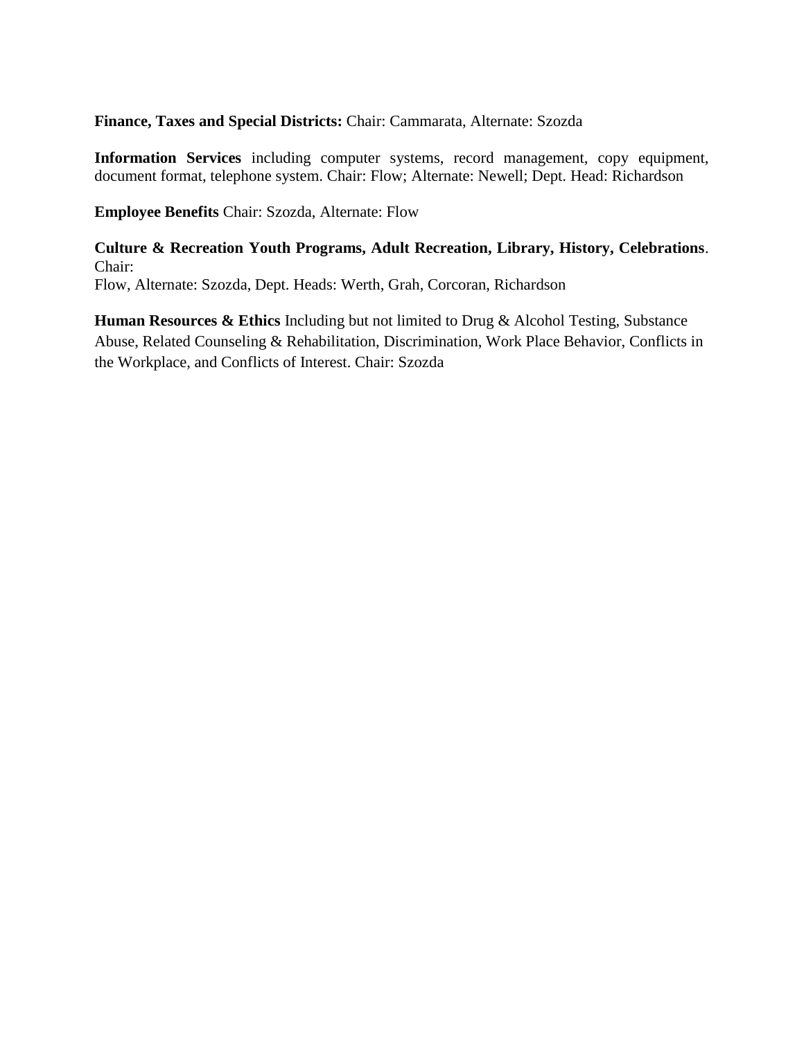**Finance, Taxes and Special Districts:** Chair: Cammarata, Alternate: Szozda

**Information Services** including computer systems, record management, copy equipment, document format, telephone system. Chair: Flow; Alternate: Newell; Dept. Head: Richardson

**Employee Benefits** Chair: Szozda, Alternate: Flow

**Culture & Recreation Youth Programs, Adult Recreation, Library, History, Celebrations**. Chair:
Flow, Alternate: Szozda, Dept. Heads: Werth, Grah, Corcoran, Richardson

**Human Resources & Ethics** Including but not limited to Drug & Alcohol Testing, Substance Abuse, Related Counseling & Rehabilitation, Discrimination, Work Place Behavior, Conflicts in the Workplace, and Conflicts of Interest. Chair: Szozda